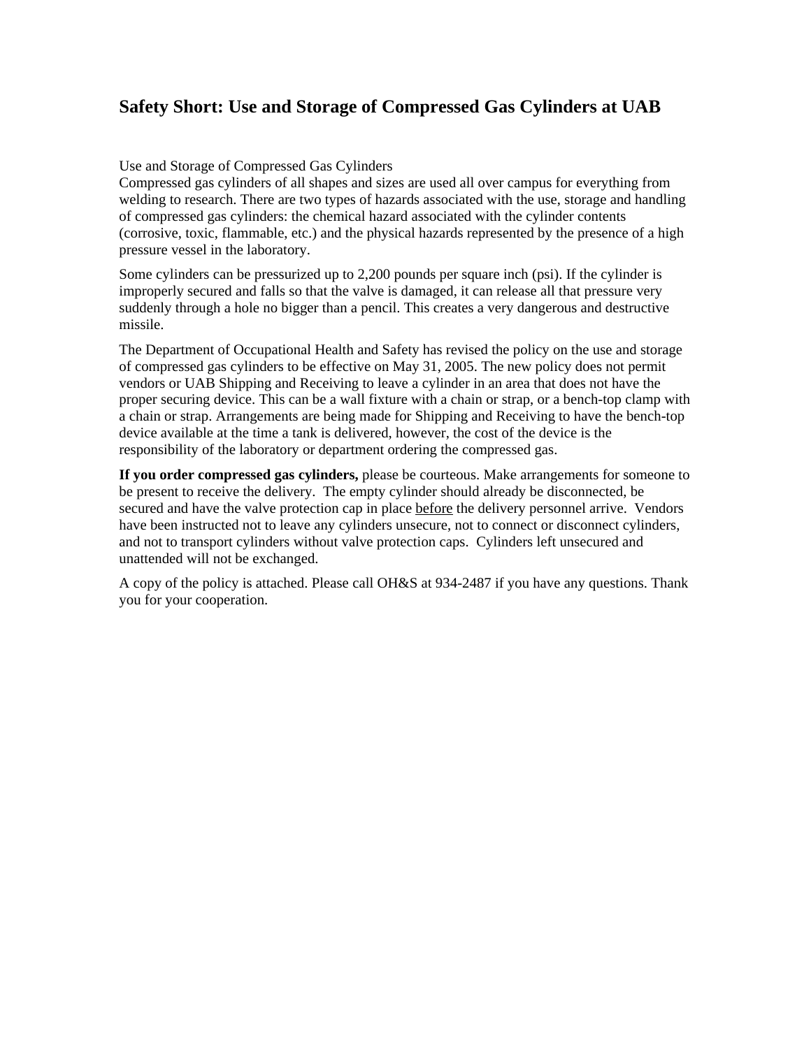## Safety Short: Use and Storage of Compressed Gas Cylinders at UAB

Use and Storage of Compressed Gas Cylinders
Compressed gas cylinders of all shapes and sizes are used all over campus for everything from welding to research. There are two types of hazards associated with the use, storage and handling of compressed gas cylinders: the chemical hazard associated with the cylinder contents (corrosive, toxic, flammable, etc.) and the physical hazards represented by the presence of a high pressure vessel in the laboratory.

Some cylinders can be pressurized up to 2,200 pounds per square inch (psi). If the cylinder is improperly secured and falls so that the valve is damaged, it can release all that pressure very suddenly through a hole no bigger than a pencil. This creates a very dangerous and destructive missile.

The Department of Occupational Health and Safety has revised the policy on the use and storage of compressed gas cylinders to be effective on May 31, 2005. The new policy does not permit vendors or UAB Shipping and Receiving to leave a cylinder in an area that does not have the proper securing device. This can be a wall fixture with a chain or strap, or a bench-top clamp with a chain or strap. Arrangements are being made for Shipping and Receiving to have the bench-top device available at the time a tank is delivered, however, the cost of the device is the responsibility of the laboratory or department ordering the compressed gas.

**If you order compressed gas cylinders,** please be courteous. Make arrangements for someone to be present to receive the delivery. The empty cylinder should already be disconnected, be secured and have the valve protection cap in place before the delivery personnel arrive. Vendors have been instructed not to leave any cylinders unsecure, not to connect or disconnect cylinders, and not to transport cylinders without valve protection caps. Cylinders left unsecured and unattended will not be exchanged.

A copy of the policy is attached. Please call OH&S at 934-2487 if you have any questions. Thank you for your cooperation.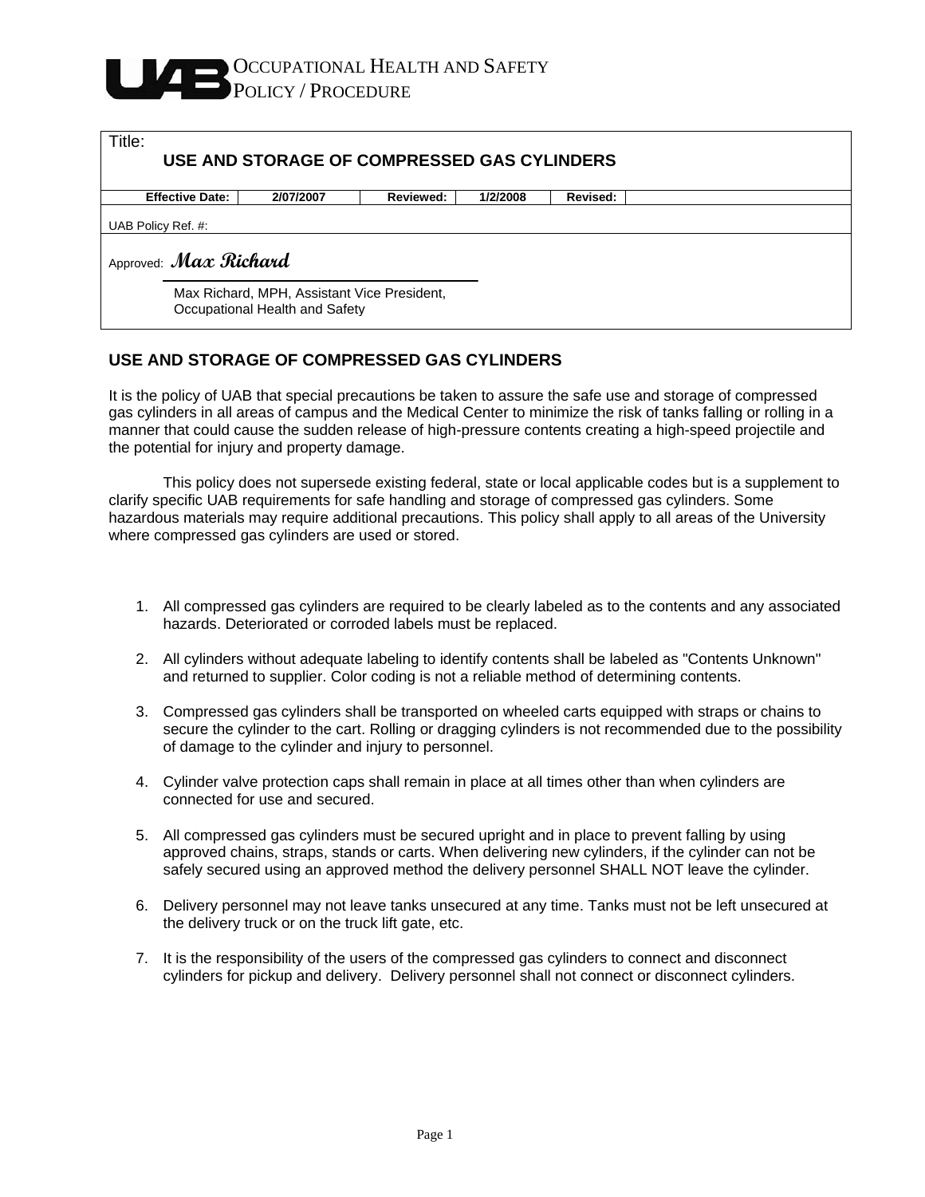OCCUPATIONAL HEALTH AND SAFETY
POLICY / PROCEDURE

| Title: **USE AND STORAGE OF COMPRESSED GAS CYLINDERS** | | | | | |
|---|---|---|---|---|---|
| **Effective Date:** | **2/07/2007** | **Reviewed:** | **1/2/2008** | **Revised:** | |
| UAB Policy Ref. #: | | | | | |
| Approved: *Max Richard* Max Richard, MPH, Assistant Vice President, Occupational Health and Safety | | | | | |

## USE AND STORAGE OF COMPRESSED GAS CYLINDERS

It is the policy of UAB that special precautions be taken to assure the safe use and storage of compressed gas cylinders in all areas of campus and the Medical Center to minimize the risk of tanks falling or rolling in a manner that could cause the sudden release of high-pressure contents creating a high-speed projectile and the potential for injury and property damage.

This policy does not supersede existing federal, state or local applicable codes but is a supplement to clarify specific UAB requirements for safe handling and storage of compressed gas cylinders. Some hazardous materials may require additional precautions. This policy shall apply to all areas of the University where compressed gas cylinders are used or stored.

1. All compressed gas cylinders are required to be clearly labeled as to the contents and any associated hazards. Deteriorated or corroded labels must be replaced.

2. All cylinders without adequate labeling to identify contents shall be labeled as "Contents Unknown" and returned to supplier. Color coding is not a reliable method of determining contents.

3. Compressed gas cylinders shall be transported on wheeled carts equipped with straps or chains to secure the cylinder to the cart. Rolling or dragging cylinders is not recommended due to the possibility of damage to the cylinder and injury to personnel.

4. Cylinder valve protection caps shall remain in place at all times other than when cylinders are connected for use and secured.

5. All compressed gas cylinders must be secured upright and in place to prevent falling by using approved chains, straps, stands or carts. When delivering new cylinders, if the cylinder can not be safely secured using an approved method the delivery personnel SHALL NOT leave the cylinder.

6. Delivery personnel may not leave tanks unsecured at any time. Tanks must not be left unsecured at the delivery truck or on the truck lift gate, etc.

7. It is the responsibility of the users of the compressed gas cylinders to connect and disconnect cylinders for pickup and delivery. Delivery personnel shall not connect or disconnect cylinders.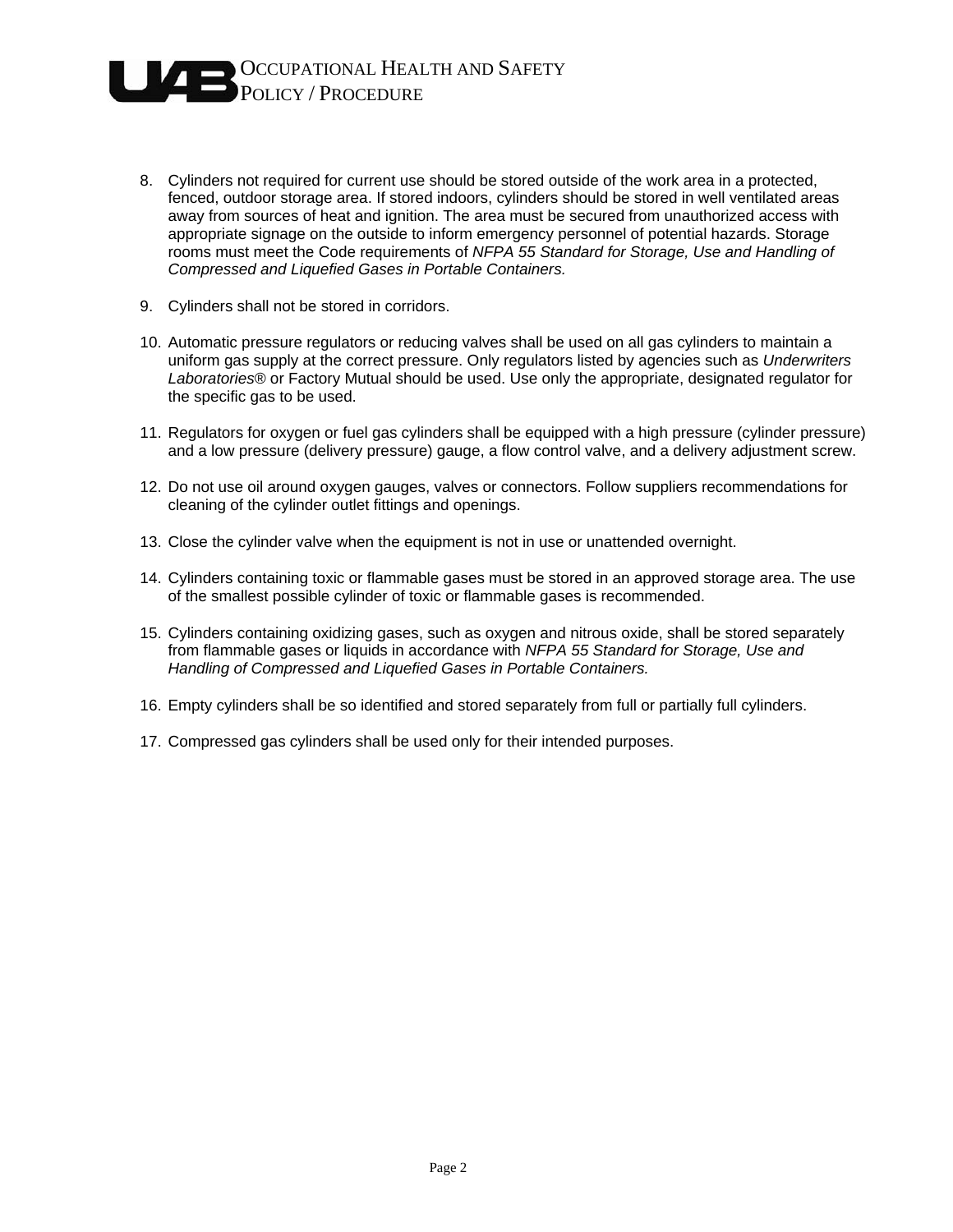8. Cylinders not required for current use should be stored outside of the work area in a protected, fenced, outdoor storage area. If stored indoors, cylinders should be stored in well ventilated areas away from sources of heat and ignition. The area must be secured from unauthorized access with appropriate signage on the outside to inform emergency personnel of potential hazards. Storage rooms must meet the Code requirements of *NFPA 55 Standard for Storage, Use and Handling of Compressed and Liquefied Gases in Portable Containers.*

9. Cylinders shall not be stored in corridors.

10. Automatic pressure regulators or reducing valves shall be used on all gas cylinders to maintain a uniform gas supply at the correct pressure. Only regulators listed by agencies such as *Underwriters Laboratories®* or Factory Mutual should be used. Use only the appropriate, designated regulator for the specific gas to be used.

11. Regulators for oxygen or fuel gas cylinders shall be equipped with a high pressure (cylinder pressure) and a low pressure (delivery pressure) gauge, a flow control valve, and a delivery adjustment screw.

12. Do not use oil around oxygen gauges, valves or connectors. Follow suppliers recommendations for cleaning of the cylinder outlet fittings and openings.

13. Close the cylinder valve when the equipment is not in use or unattended overnight.

14. Cylinders containing toxic or flammable gases must be stored in an approved storage area. The use of the smallest possible cylinder of toxic or flammable gases is recommended.

15. Cylinders containing oxidizing gases, such as oxygen and nitrous oxide, shall be stored separately from flammable gases or liquids in accordance with *NFPA 55 Standard for Storage, Use and Handling of Compressed and Liquefied Gases in Portable Containers.*

16. Empty cylinders shall be so identified and stored separately from full or partially full cylinders.

17. Compressed gas cylinders shall be used only for their intended purposes.